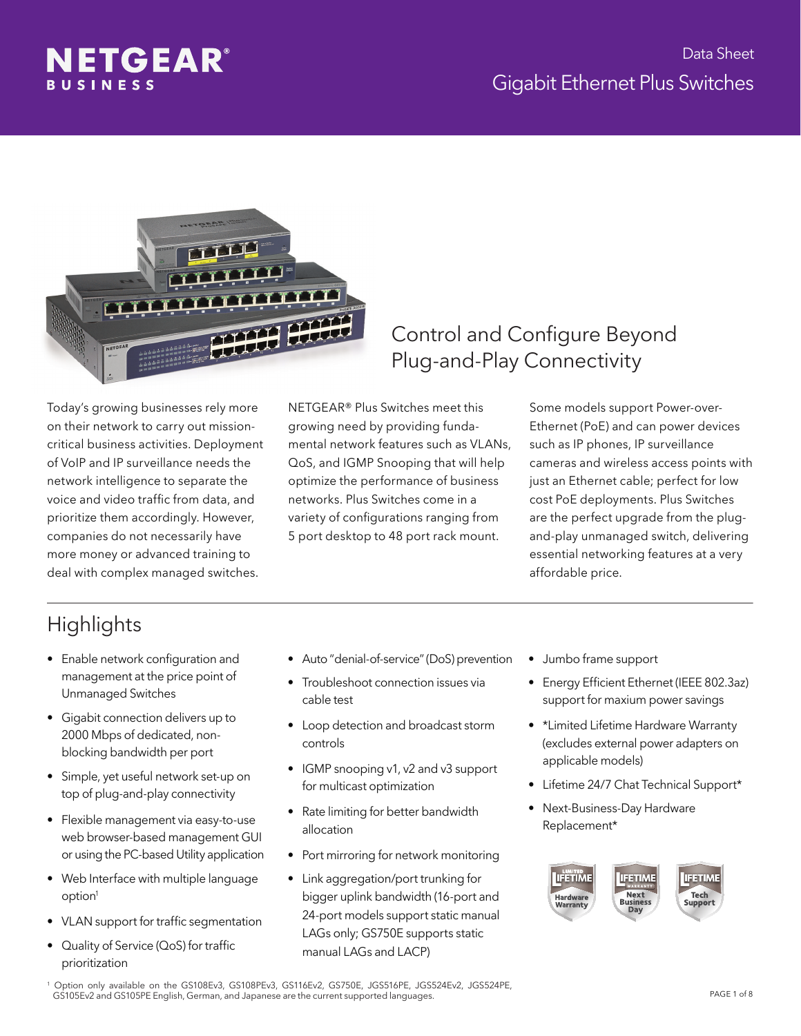# NETGEAR BUSINESS

Data Sheet

## Gigabit Ethernet Plus Switches

## Control and Configure Beyond Plug-and-Play Connectivity

Today's growing businesses rely more on their network to carry out mission-critical business activities. Deployment of VoIP and IP surveillance needs the network intelligence to separate the voice and video traffic from data, and prioritize them accordingly. However, companies do not necessarily have more money or advanced training to deal with complex managed switches.

NETGEAR® Plus Switches meet this growing need by providing fundamental network features such as VLANs, QoS, and IGMP Snooping that will help optimize the performance of business networks. Plus Switches come in a variety of configurations ranging from 5 port desktop to 48 port rack mount.

Some models support Power-over-Ethernet (PoE) and can power devices such as IP phones, IP surveillance cameras and wireless access points with just an Ethernet cable; perfect for low cost PoE deployments. Plus Switches are the perfect upgrade from the plug-and-play unmanaged switch, delivering essential networking features at a very affordable price.

## Highlights

- Enable network configuration and management at the price point of Unmanaged Switches
- Gigabit connection delivers up to 2000 Mbps of dedicated, non-blocking bandwidth per port
- Simple, yet useful network set-up on top of plug-and-play connectivity
- Flexible management via easy-to-use web browser-based management GUI or using the PC-based Utility application
- Web Interface with multiple language option[1]
- VLAN support for traffic segmentation
- Quality of Service (QoS) for traffic prioritization
- Auto "denial-of-service" (DoS) prevention
- Troubleshoot connection issues via cable test
- Loop detection and broadcast storm controls
- IGMP snooping v1, v2 and v3 support for multicast optimization
- Rate limiting for better bandwidth allocation
- Port mirroring for network monitoring
- Link aggregation/port trunking for bigger uplink bandwidth (16-port and 24-port models support static manual LAGs only; GS750E supports static manual LAGs and LACP)
- Jumbo frame support
- Energy Efficient Ethernet (IEEE 802.3az) support for maxium power savings
- *Limited Lifetime Hardware Warranty (excludes external power adapters on applicable models)
- Lifetime 24/7 Chat Technical Support*
- Next-Business-Day Hardware Replacement*

LIMITED LIFETIME Hardware Warranty | LIFETIME WARRANTY Next Business Day | LIFETIME Tech Support

[1] Option only available on the GS108Ev3, GS108PEv3, GS116Ev2, GS750E, JGS516PE, JGS524Ev2, JGS524PE, GS105Ev2 and GS105PE English, German, and Japanese are the current supported languages.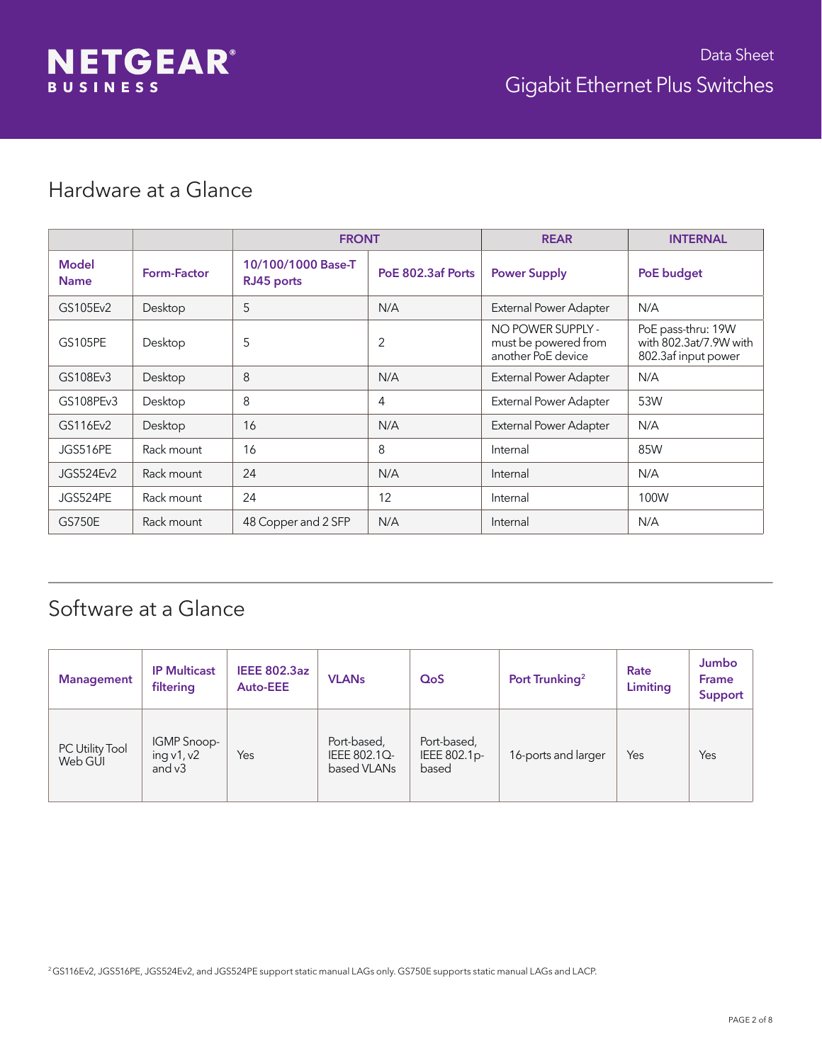## Hardware at a Glance

| | | FRONT | | REAR | INTERNAL |
|---|---|---|---|---|---|
| **Model Name** | **Form-Factor** | **10/100/1000 Base-T RJ45 ports** | **PoE 802.3af Ports** | **Power Supply** | **PoE budget** |
| GS105Ev2 | Desktop | 5 | N/A | External Power Adapter | N/A |
| GS105PE | Desktop | 5 | 2 | NO POWER SUPPLY - must be powered from another PoE device | PoE pass-thru: 19W with 802.3at/7.9W with 802.3af input power |
| GS108Ev3 | Desktop | 8 | N/A | External Power Adapter | N/A |
| GS108PEv3 | Desktop | 8 | 4 | External Power Adapter | 53W |
| GS116Ev2 | Desktop | 16 | N/A | External Power Adapter | N/A |
| JGS516PE | Rack mount | 16 | 8 | Internal | 85W |
| JGS524Ev2 | Rack mount | 24 | N/A | Internal | N/A |
| JGS524PE | Rack mount | 24 | 12 | Internal | 100W |
| GS750E | Rack mount | 48 Copper and 2 SFP | N/A | Internal | N/A |

## Software at a Glance

| Management | IP Multicast filtering | IEEE 802.3az Auto-EEE | VLANs | QoS | Port Trunking[2] | Rate Limiting | Jumbo Frame Support |
|---|---|---|---|---|---|---|---|
| PC Utility Tool Web GUI | IGMP Snooping v1, v2 and v3 | Yes | Port-based, IEEE 802.1Q-based VLANs | Port-based, IEEE 802.1p-based | 16-ports and larger | Yes | Yes |

[2] GS116Ev2, JGS516PE, JGS524Ev2, and JGS524PE support static manual LAGs only. GS750E supports static manual LAGs and LACP.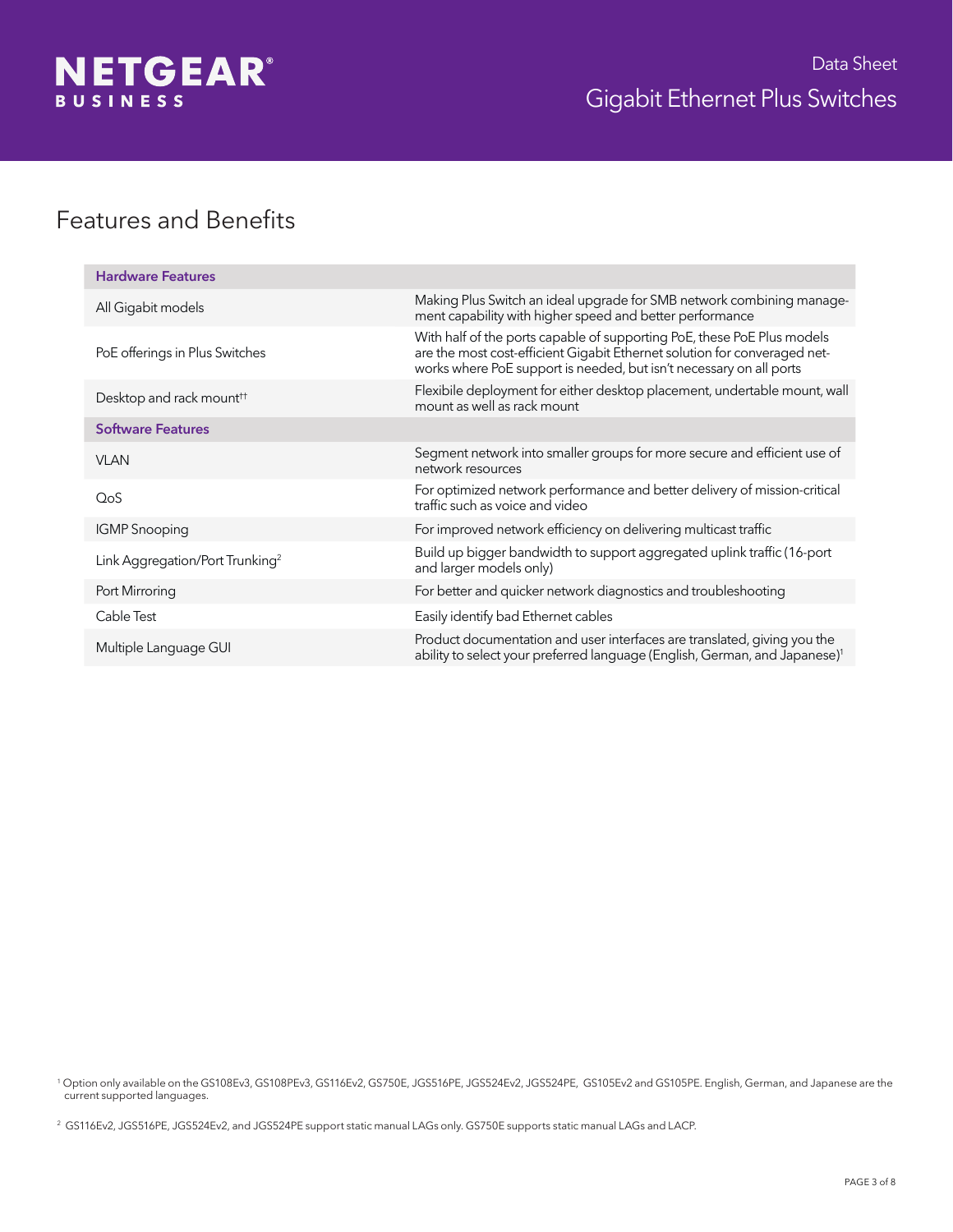## Features and Benefits

| Hardware Features | |
|---|---|
| All Gigabit models | Making Plus Switch an ideal upgrade for SMB network combining management capability with higher speed and better performance |
| PoE offerings in Plus Switches | With half of the ports capable of supporting PoE, these PoE Plus models are the most cost-efficient Gigabit Ethernet solution for converaged networks where PoE support is needed, but isn't necessary on all ports |
| Desktop and rack mount†† | Flexibile deployment for either desktop placement, undertable mount, wall mount as well as rack mount |
| **Software Features** | |
| VLAN | Segment network into smaller groups for more secure and efficient use of network resources |
| QoS | For optimized network performance and better delivery of mission-critical traffic such as voice and video |
| IGMP Snooping | For improved network efficiency on delivering multicast traffic |
| Link Aggregation/Port Trunking[2] | Build up bigger bandwidth to support aggregated uplink traffic (16-port and larger models only) |
| Port Mirroring | For better and quicker network diagnostics and troubleshooting |
| Cable Test | Easily identify bad Ethernet cables |
| Multiple Language GUI | Product documentation and user interfaces are translated, giving you the ability to select your preferred language (English, German, and Japanese)[1] |

[1] Option only available on the GS108Ev3, GS108PEv3, GS116Ev2, GS750E, JGS516PE, JGS524Ev2, JGS524PE, GS105Ev2 and GS105PE. English, German, and Japanese are the current supported languages.

[2] GS116Ev2, JGS516PE, JGS524Ev2, and JGS524PE support static manual LAGs only. GS750E supports static manual LAGs and LACP.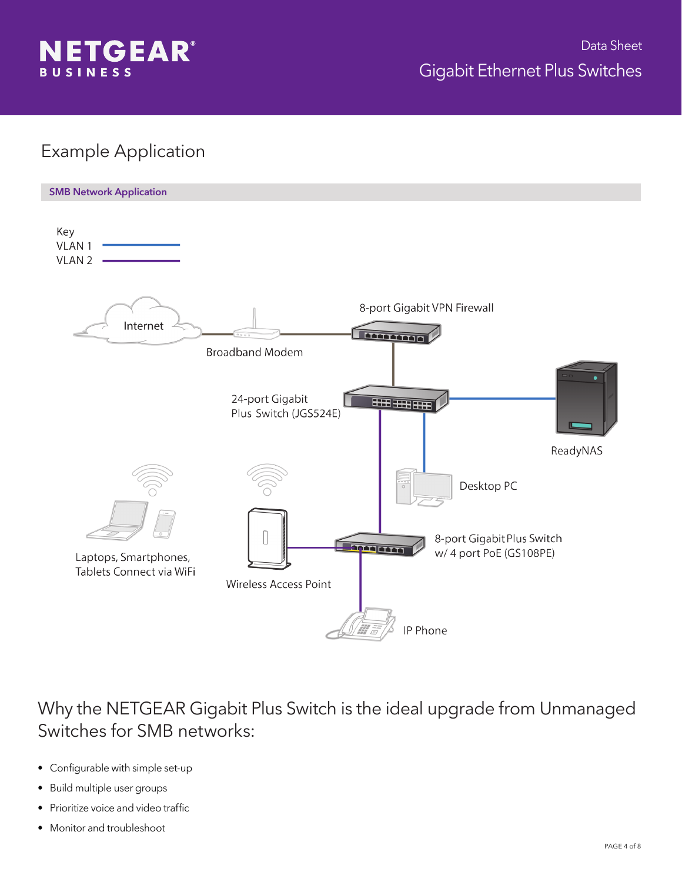## Example Application

**SMB Network Application**

Key
VLAN 1
VLAN 2

Internet

Broadband Modem

8-port Gigabit VPN Firewall

24-port Gigabit Plus Switch (JGS524E)

ReadyNAS

Desktop PC

Laptops, Smartphones, Tablets Connect via WiFi

Wireless Access Point

8-port Gigabit Plus Switch w/ 4 port PoE (GS108PE)

IP Phone

## Why the NETGEAR Gigabit Plus Switch is the ideal upgrade from Unmanaged Switches for SMB networks:

- Configurable with simple set-up
- Build multiple user groups
- Prioritize voice and video traffic
- Monitor and troubleshoot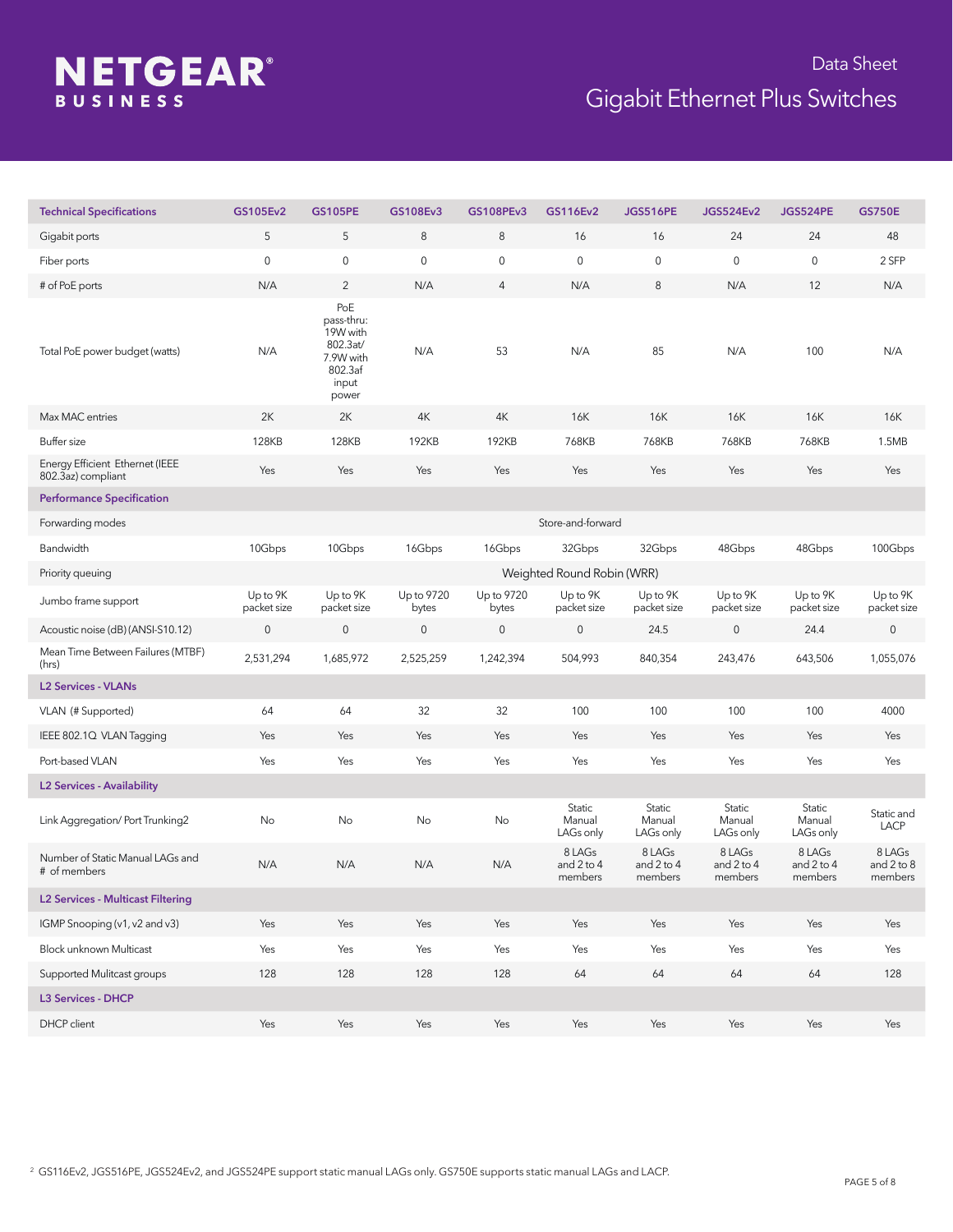| Technical Specifications | GS105Ev2 | GS105PE | GS108Ev3 | GS108PEv3 | GS116Ev2 | JGS516PE | JGS524Ev2 | JGS524PE | GS750E |
|---|---|---|---|---|---|---|---|---|---|
| Gigabit ports | 5 | 5 | 8 | 8 | 16 | 16 | 24 | 24 | 48 |
| Fiber ports | 0 | 0 | 0 | 0 | 0 | 0 | 0 | 0 | 2 SFP |
| # of PoE ports | N/A | 2 | N/A | 4 | N/A | 8 | N/A | 12 | N/A |
| Total PoE power budget (watts) | N/A | PoE pass-thru: 19W with 802.3at/ 7.9W with 802.3af input power | N/A | 53 | N/A | 85 | N/A | 100 | N/A |
| Max MAC entries | 2K | 2K | 4K | 4K | 16K | 16K | 16K | 16K | 16K |
| Buffer size | 128KB | 128KB | 192KB | 192KB | 768KB | 768KB | 768KB | 768KB | 1.5MB |
| Energy Efficient Ethernet (IEEE 802.3az) compliant | Yes | Yes | Yes | Yes | Yes | Yes | Yes | Yes | Yes |
| **Performance Specification** | | | | | | | | | |
| Forwarding modes | Store-and-forward | | | | | | | | |
| Bandwidth | 10Gbps | 10Gbps | 16Gbps | 16Gbps | 32Gbps | 32Gbps | 48Gbps | 48Gbps | 100Gbps |
| Priority queuing | Weighted Round Robin (WRR) | | | | | | | | |
| Jumbo frame support | Up to 9K packet size | Up to 9K packet size | Up to 9720 bytes | Up to 9720 bytes | Up to 9K packet size | Up to 9K packet size | Up to 9K packet size | Up to 9K packet size | Up to 9K packet size |
| Acoustic noise (dB) (ANSI-S10.12) | 0 | 0 | 0 | 0 | 0 | 24.5 | 0 | 24.4 | 0 |
| Mean Time Between Failures (MTBF) (hrs) | 2,531,294 | 1,685,972 | 2,525,259 | 1,242,394 | 504,993 | 840,354 | 243,476 | 643,506 | 1,055,076 |
| **L2 Services - VLANs** | | | | | | | | | |
| VLAN (# Supported) | 64 | 64 | 32 | 32 | 100 | 100 | 100 | 100 | 4000 |
| IEEE 802.1Q VLAN Tagging | Yes | Yes | Yes | Yes | Yes | Yes | Yes | Yes | Yes |
| Port-based VLAN | Yes | Yes | Yes | Yes | Yes | Yes | Yes | Yes | Yes |
| **L2 Services - Availability** | | | | | | | | | |
| Link Aggregation/ Port Trunking2 | No | No | No | No | Static Manual LAGs only | Static Manual LAGs only | Static Manual LAGs only | Static Manual LAGs only | Static and LACP |
| Number of Static Manual LAGs and # of members | N/A | N/A | N/A | N/A | 8 LAGs and 2 to 4 members | 8 LAGs and 2 to 4 members | 8 LAGs and 2 to 4 members | 8 LAGs and 2 to 4 members | 8 LAGs and 2 to 8 members |
| **L2 Services - Multicast Filtering** | | | | | | | | | |
| IGMP Snooping (v1, v2 and v3) | Yes | Yes | Yes | Yes | Yes | Yes | Yes | Yes | Yes |
| Block unknown Multicast | Yes | Yes | Yes | Yes | Yes | Yes | Yes | Yes | Yes |
| Supported Mulitcast groups | 128 | 128 | 128 | 128 | 64 | 64 | 64 | 64 | 128 |
| **L3 Services - DHCP** | | | | | | | | | |
| DHCP client | Yes | Yes | Yes | Yes | Yes | Yes | Yes | Yes | Yes |

[2] GS116Ev2, JGS516PE, JGS524Ev2, and JGS524PE support static manual LAGs only. GS750E supports static manual LAGs and LACP.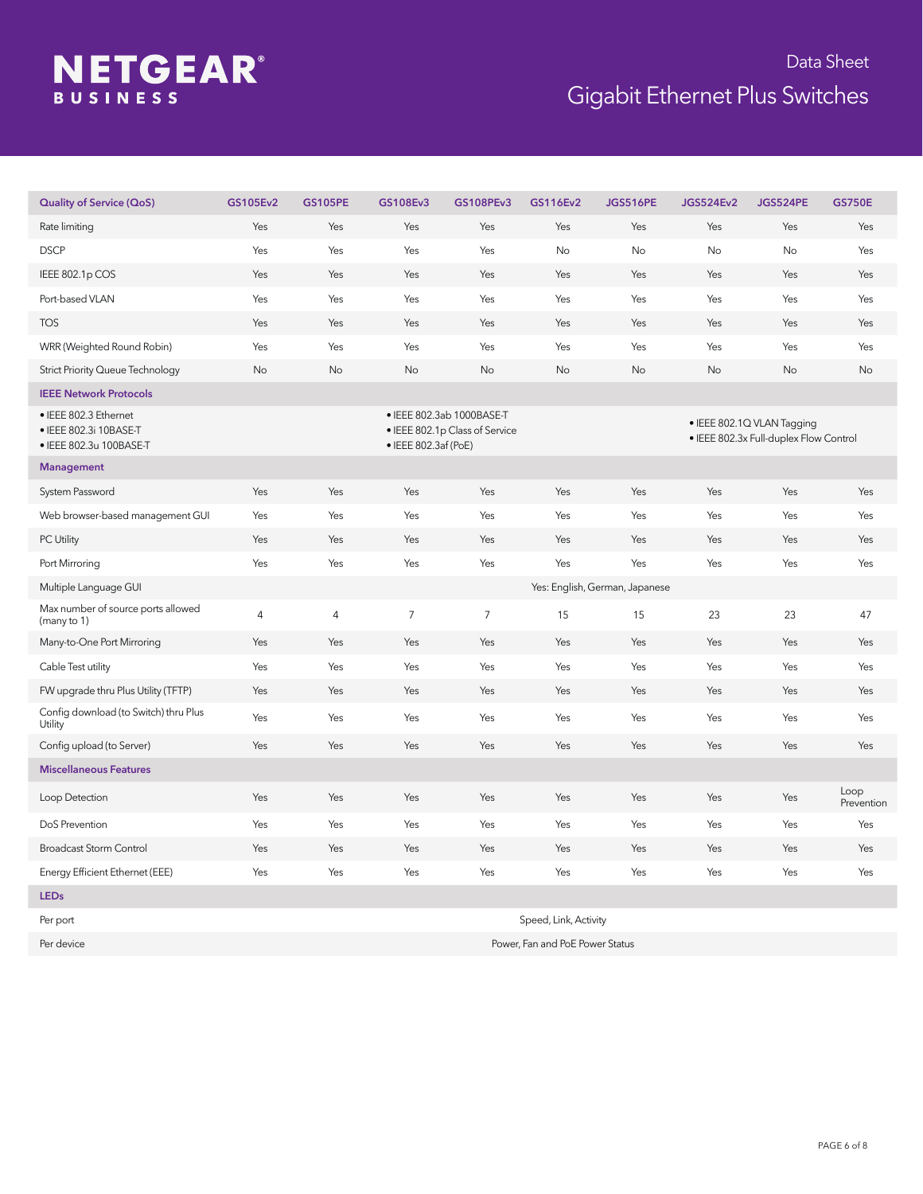| Quality of Service (QoS) | GS105Ev2 | GS105PE | GS108Ev3 | GS108PEv3 | GS116Ev2 | JGS516PE | JGS524Ev2 | JGS524PE | GS750E |
|---|---|---|---|---|---|---|---|---|---|
| Rate limiting | Yes | Yes | Yes | Yes | Yes | Yes | Yes | Yes | Yes |
| DSCP | Yes | Yes | Yes | Yes | No | No | No | No | Yes |
| IEEE 802.1p COS | Yes | Yes | Yes | Yes | Yes | Yes | Yes | Yes | Yes |
| Port-based VLAN | Yes | Yes | Yes | Yes | Yes | Yes | Yes | Yes | Yes |
| TOS | Yes | Yes | Yes | Yes | Yes | Yes | Yes | Yes | Yes |
| WRR (Weighted Round Robin) | Yes | Yes | Yes | Yes | Yes | Yes | Yes | Yes | Yes |
| Strict Priority Queue Technology | No | No | No | No | No | No | No | No | No |
| **IEEE Network Protocols** | | | | | | | | | |
| • IEEE 802.3 Ethernet<br>• IEEE 802.3i 10BASE-T<br>• IEEE 802.3u 100BASE-T | | | • IEEE 802.3ab 1000BASE-T<br>• IEEE 802.1p Class of Service<br>• IEEE 802.3af (PoE) | | | | • IEEE 802.1Q VLAN Tagging<br>• IEEE 802.3x Full-duplex Flow Control | | |
| **Management** | | | | | | | | | |
| System Password | Yes | Yes | Yes | Yes | Yes | Yes | Yes | Yes | Yes |
| Web browser-based management GUI | Yes | Yes | Yes | Yes | Yes | Yes | Yes | Yes | Yes |
| PC Utility | Yes | Yes | Yes | Yes | Yes | Yes | Yes | Yes | Yes |
| Port Mirroring | Yes | Yes | Yes | Yes | Yes | Yes | Yes | Yes | Yes |
| Multiple Language GUI | Yes: English, German, Japanese | | | | | | | | |
| Max number of source ports allowed (many to 1) | 4 | 4 | 7 | 7 | 15 | 15 | 23 | 23 | 47 |
| Many-to-One Port Mirroring | Yes | Yes | Yes | Yes | Yes | Yes | Yes | Yes | Yes |
| Cable Test utility | Yes | Yes | Yes | Yes | Yes | Yes | Yes | Yes | Yes |
| FW upgrade thru Plus Utility (TFTP) | Yes | Yes | Yes | Yes | Yes | Yes | Yes | Yes | Yes |
| Config download (to Switch) thru Plus Utility | Yes | Yes | Yes | Yes | Yes | Yes | Yes | Yes | Yes |
| Config upload (to Server) | Yes | Yes | Yes | Yes | Yes | Yes | Yes | Yes | Yes |
| **Miscellaneous Features** | | | | | | | | | |
| Loop Detection | Yes | Yes | Yes | Yes | Yes | Yes | Yes | Yes | Loop Prevention |
| DoS Prevention | Yes | Yes | Yes | Yes | Yes | Yes | Yes | Yes | Yes |
| Broadcast Storm Control | Yes | Yes | Yes | Yes | Yes | Yes | Yes | Yes | Yes |
| Energy Efficient Ethernet (EEE) | Yes | Yes | Yes | Yes | Yes | Yes | Yes | Yes | Yes |
| **LEDs** | | | | | | | | | |
| Per port | Speed, Link, Activity | | | | | | | | |
| Per device | Power, Fan and PoE Power Status | | | | | | | | |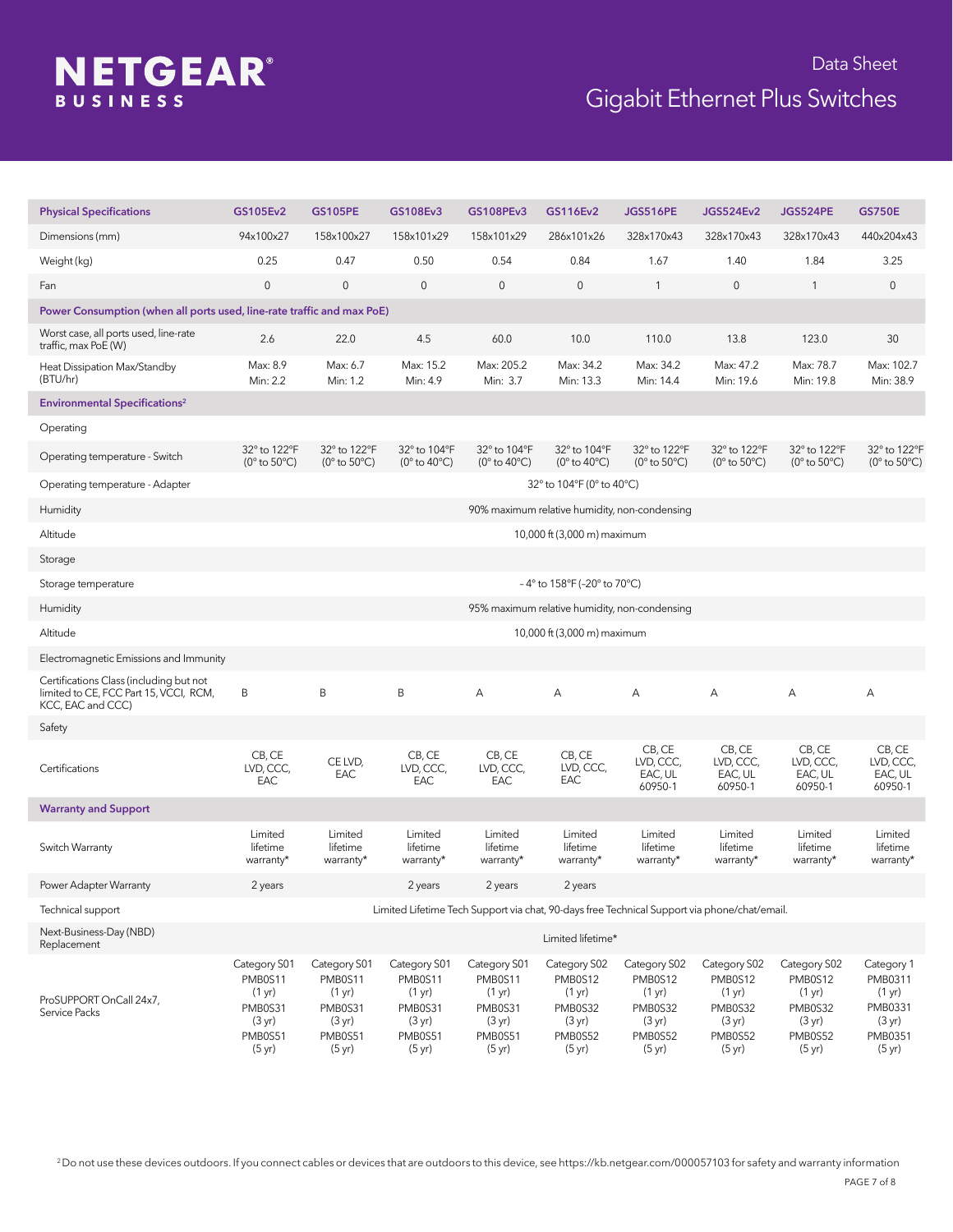# Data Sheet

## Gigabit Ethernet Plus Switches

| Physical Specifications | GS105Ev2 | GS105PE | GS108Ev3 | GS108PEv3 | GS116Ev2 | JGS516PE | JGS524Ev2 | JGS524PE | GS750E |
|---|---|---|---|---|---|---|---|---|---|
| Dimensions (mm) | 94x100x27 | 158x100x27 | 158x101x29 | 158x101x29 | 286x101x26 | 328x170x43 | 328x170x43 | 328x170x43 | 440x204x43 |
| Weight (kg) | 0.25 | 0.47 | 0.50 | 0.54 | 0.84 | 1.67 | 1.40 | 1.84 | 3.25 |
| Fan | 0 | 0 | 0 | 0 | 0 | 1 | 0 | 1 | 0 |
| **Power Consumption (when all ports used, line-rate traffic and max PoE)** | | | | | | | | | |
| Worst case, all ports used, line-rate traffic, max PoE (W) | 2.6 | 22.0 | 4.5 | 60.0 | 10.0 | 110.0 | 13.8 | 123.0 | 30 |
| Heat Dissipation Max/Standby (BTU/hr) | Max: 8.9 Min: 2.2 | Max: 6.7 Min: 1.2 | Max: 15.2 Min: 4.9 | Max: 205.2 Min: 3.7 | Max: 34.2 Min: 13.3 | Max: 34.2 Min: 14.4 | Max: 47.2 Min: 19.6 | Max: 78.7 Min: 19.8 | Max: 102.7 Min: 38.9 |
| **Environmental Specifications[2]** | | | | | | | | | |
| Operating | | | | | | | | | |
| Operating temperature - Switch | 32° to 122°F (0° to 50°C) | 32° to 122°F (0° to 50°C) | 32° to 104°F (0° to 40°C) | 32° to 104°F (0° to 40°C) | 32° to 104°F (0° to 40°C) | 32° to 122°F (0° to 50°C) | 32° to 122°F (0° to 50°C) | 32° to 122°F (0° to 50°C) | 32° to 122°F (0° to 50°C) |
| Operating temperature - Adapter | 32° to 104°F (0° to 40°C) | | | | | | | | |
| Humidity | 90% maximum relative humidity, non-condensing | | | | | | | | |
| Altitude | 10,000 ft (3,000 m) maximum | | | | | | | | |
| Storage | | | | | | | | | |
| Storage temperature | - 4° to 158°F (-20° to 70°C) | | | | | | | | |
| Humidity | 95% maximum relative humidity, non-condensing | | | | | | | | |
| Altitude | 10,000 ft (3,000 m) maximum | | | | | | | | |
| Electromagnetic Emissions and Immunity | | | | | | | | | |
| Certifications Class (including but not limited to CE, FCC Part 15, VCCI, RCM, KCC, EAC and CCC) | B | B | B | A | A | A | A | A | A |
| Safety | | | | | | | | | |
| Certifications | CB, CE LVD, CCC, EAC | CE LVD, EAC | CB, CE LVD, CCC, EAC | CB, CE LVD, CCC, EAC | CB, CE LVD, CCC, EAC | CB, CE LVD, CCC, EAC, UL 60950-1 | CB, CE LVD, CCC, EAC, UL 60950-1 | CB, CE LVD, CCC, EAC, UL 60950-1 | CB, CE LVD, CCC, EAC, UL 60950-1 |
| **Warranty and Support** | | | | | | | | | |
| Switch Warranty | Limited lifetime warranty* | Limited lifetime warranty* | Limited lifetime warranty* | Limited lifetime warranty* | Limited lifetime warranty* | Limited lifetime warranty* | Limited lifetime warranty* | Limited lifetime warranty* | Limited lifetime warranty* |
| Power Adapter Warranty | 2 years | | 2 years | 2 years | 2 years | | | | |
| Technical support | Limited Lifetime Tech Support via chat, 90-days free Technical Support via phone/chat/email. | | | | | | | | |
| Next-Business-Day (NBD) Replacement | Limited lifetime* | | | | | | | | |
| ProSUPPORT OnCall 24x7, Service Packs | Category S01 PMB0S11 (1 yr) PMB0S31 (3 yr) PMB0S51 (5 yr) | Category S01 PMB0S11 (1 yr) PMB0S31 (3 yr) PMB0S51 (5 yr) | Category S01 PMB0S11 (1 yr) PMB0S31 (3 yr) PMB0S51 (5 yr) | Category S01 PMB0S11 (1 yr) PMB0S31 (3 yr) PMB0S51 (5 yr) | Category S02 PMB0S12 (1 yr) PMB0S32 (3 yr) PMB0S52 (5 yr) | Category S02 PMB0S12 (1 yr) PMB0S32 (3 yr) PMB0S52 (5 yr) | Category S02 PMB0S12 (1 yr) PMB0S32 (3 yr) PMB0S52 (5 yr) | Category S02 PMB0S12 (1 yr) PMB0S32 (3 yr) PMB0S52 (5 yr) | Category 1 PMB0311 (1 yr) PMB0331 (3 yr) PMB0351 (5 yr) |

[2] Do not use these devices outdoors. If you connect cables or devices that are outdoors to this device, see https://kb.netgear.com/000057103 for safety and warranty information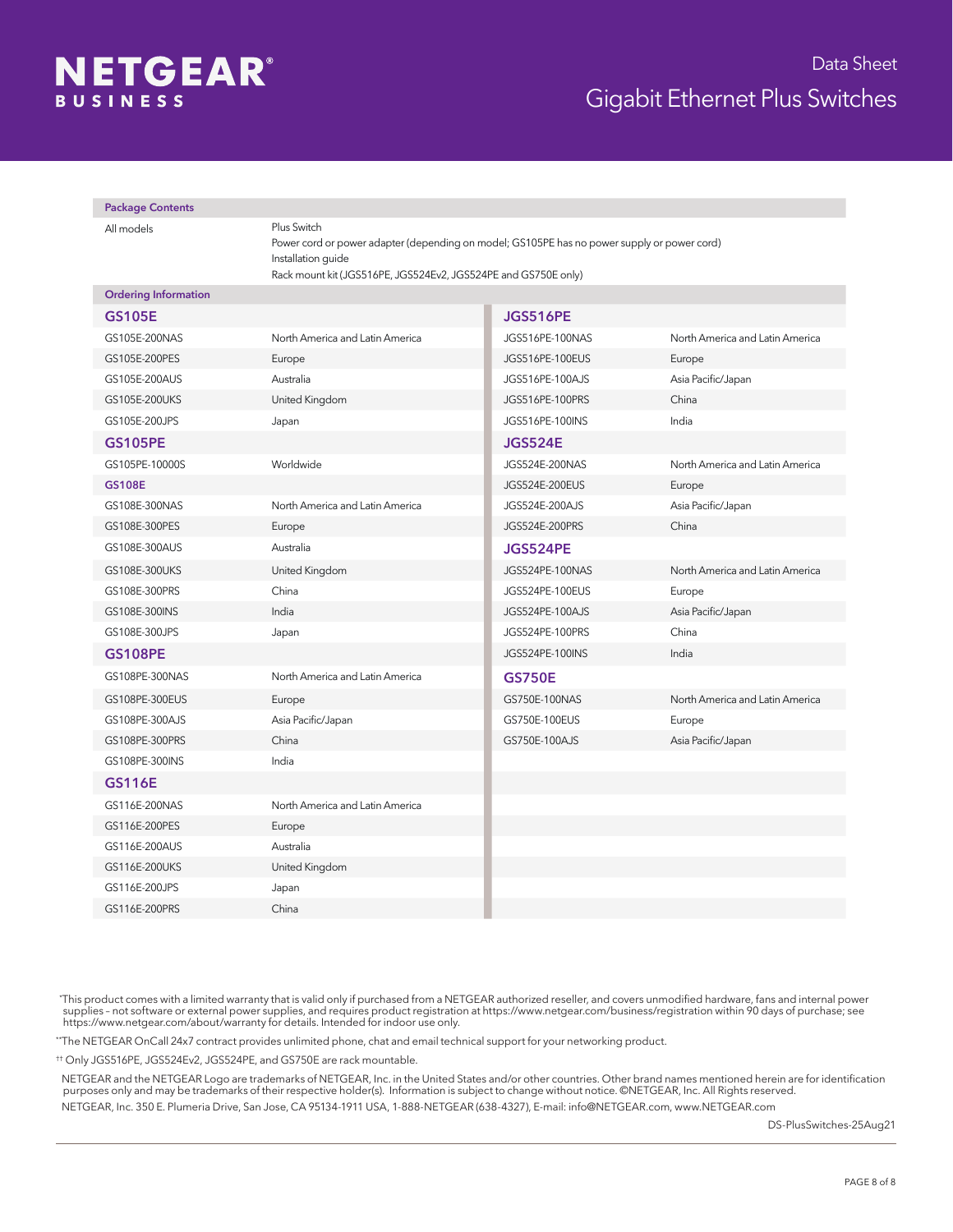## Package Contents

| | |
|---|---|
| All models | Plus Switch<br>Power cord or power adapter (depending on model; GS105PE has no power supply or power cord)<br>Installation guide<br>Rack mount kit (JGS516PE, JGS524Ev2, JGS524PE and GS750E only) |

## Ordering Information

| | | | |
|---|---|---|---|
| **GS105E** | | **JGS516PE** | |
| GS105E-200NAS | North America and Latin America | JGS516PE-100NAS | North America and Latin America |
| GS105E-200PES | Europe | JGS516PE-100EUS | Europe |
| GS105E-200AUS | Australia | JGS516PE-100AJS | Asia Pacific/Japan |
| GS105E-200UKS | United Kingdom | JGS516PE-100PRS | China |
| GS105E-200JPS | Japan | JGS516PE-100INS | India |
| **GS105PE** | | **JGS524E** | |
| GS105PE-10000S | Worldwide | JGS524E-200NAS | North America and Latin America |
| **GS108E** | | JGS524E-200EUS | Europe |
| GS108E-300NAS | North America and Latin America | JGS524E-200AJS | Asia Pacific/Japan |
| GS108E-300PES | Europe | JGS524E-200PRS | China |
| GS108E-300AUS | Australia | **JGS524PE** | |
| GS108E-300UKS | United Kingdom | JGS524PE-100NAS | North America and Latin America |
| GS108E-300PRS | China | JGS524PE-100EUS | Europe |
| GS108E-300INS | India | JGS524PE-100AJS | Asia Pacific/Japan |
| GS108E-300JPS | Japan | JGS524PE-100PRS | China |
| **GS108PE** | | JGS524PE-100INS | India |
| GS108PE-300NAS | North America and Latin America | **GS750E** | |
| GS108PE-300EUS | Europe | GS750E-100NAS | North America and Latin America |
| GS108PE-300AJS | Asia Pacific/Japan | GS750E-100EUS | Europe |
| GS108PE-300PRS | China | GS750E-100AJS | Asia Pacific/Japan |
| GS108PE-300INS | India | | |
| **GS116E** | | | |
| GS116E-200NAS | North America and Latin America | | |
| GS116E-200PES | Europe | | |
| GS116E-200AUS | Australia | | |
| GS116E-200UKS | United Kingdom | | |
| GS116E-200JPS | Japan | | |
| GS116E-200PRS | China | | |

*This product comes with a limited warranty that is valid only if purchased from a NETGEAR authorized reseller, and covers unmodified hardware, fans and internal power supplies – not software or external power supplies, and requires product registration at https://www.netgear.com/business/registration within 90 days of purchase; see https://www.netgear.com/about/warranty for details. Intended for indoor use only.

**The NETGEAR OnCall 24x7 contract provides unlimited phone, chat and email technical support for your networking product.

†† Only JGS516PE, JGS524Ev2, JGS524PE, and GS750E are rack mountable.

NETGEAR and the NETGEAR Logo are trademarks of NETGEAR, Inc. in the United States and/or other countries. Other brand names mentioned herein are for identification purposes only and may be trademarks of their respective holder(s). Information is subject to change without notice. ©NETGEAR, Inc. All Rights reserved.

NETGEAR, Inc. 350 E. Plumeria Drive, San Jose, CA 95134-1911 USA, 1-888-NETGEAR (638-4327), E-mail: info@NETGEAR.com, www.NETGEAR.com

DS-PlusSwitches-25Aug21